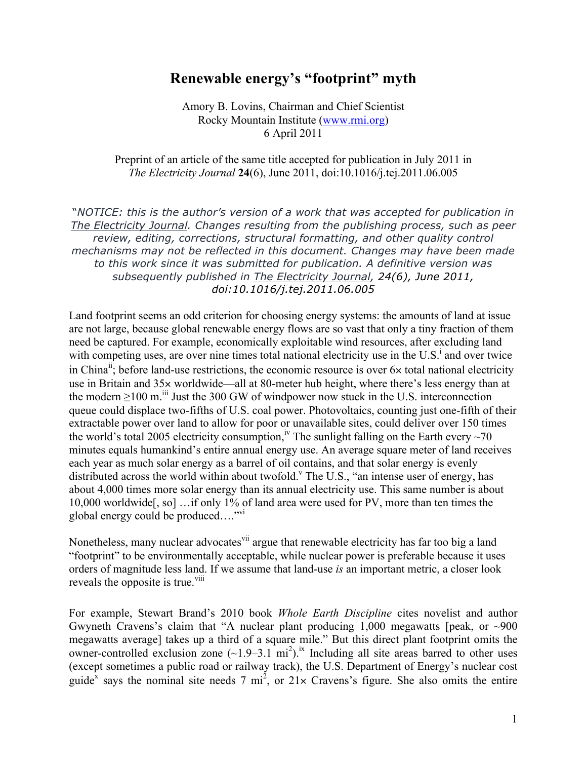# Renewable energy's "footprint" myth

Amory B. Lovins, Chairman and Chief Scientist
Rocky Mountain Institute (www.rmi.org)
6 April 2011

Preprint of an article of the same title accepted for publication in July 2011 in *The Electricity Journal* **24**(6), June 2011, doi:10.1016/j.tej.2011.06.005

*"NOTICE: this is the author's version of a work that was accepted for publication in The Electricity Journal. Changes resulting from the publishing process, such as peer review, editing, corrections, structural formatting, and other quality control mechanisms may not be reflected in this document. Changes may have been made to this work since it was submitted for publication. A definitive version was subsequently published in The Electricity Journal, 24(6), June 2011, doi:10.1016/j.tej.2011.06.005*

Land footprint seems an odd criterion for choosing energy systems: the amounts of land at issue are not large, because global renewable energy flows are so vast that only a tiny fraction of them need be captured. For example, economically exploitable wind resources, after excluding land with competing uses, are over nine times total national electricity use in the U.S.[i] and over twice in China[ii]; before land-use restrictions, the economic resource is over 6× total national electricity use in Britain and 35× worldwide—all at 80-meter hub height, where there's less energy than at the modern ≥100 m.[iii] Just the 300 GW of windpower now stuck in the U.S. interconnection queue could displace two-fifths of U.S. coal power. Photovoltaics, counting just one-fifth of their extractable power over land to allow for poor or unavailable sites, could deliver over 150 times the world's total 2005 electricity consumption,[iv] The sunlight falling on the Earth every ~70 minutes equals humankind's entire annual energy use. An average square meter of land receives each year as much solar energy as a barrel of oil contains, and that solar energy is evenly distributed across the world within about twofold.[v] The U.S., "an intense user of energy, has about 4,000 times more solar energy than its annual electricity use. This same number is about 10,000 worldwide[, so] …if only 1% of land area were used for PV, more than ten times the global energy could be produced…."[vi]

Nonetheless, many nuclear advocates[vii] argue that renewable electricity has far too big a land "footprint" to be environmentally acceptable, while nuclear power is preferable because it uses orders of magnitude less land. If we assume that land-use *is* an important metric, a closer look reveals the opposite is true.[viii]

For example, Stewart Brand's 2010 book *Whole Earth Discipline* cites novelist and author Gwyneth Cravens's claim that "A nuclear plant producing 1,000 megawatts [peak, or ~900 megawatts average] takes up a third of a square mile." But this direct plant footprint omits the owner-controlled exclusion zone (~1.9–3.1 $mi^2$).[ix] Including all site areas barred to other uses (except sometimes a public road or railway track), the U.S. Department of Energy's nuclear cost guide[x] says the nominal site needs 7 $mi^2$, or 21× Cravens's figure. She also omits the entire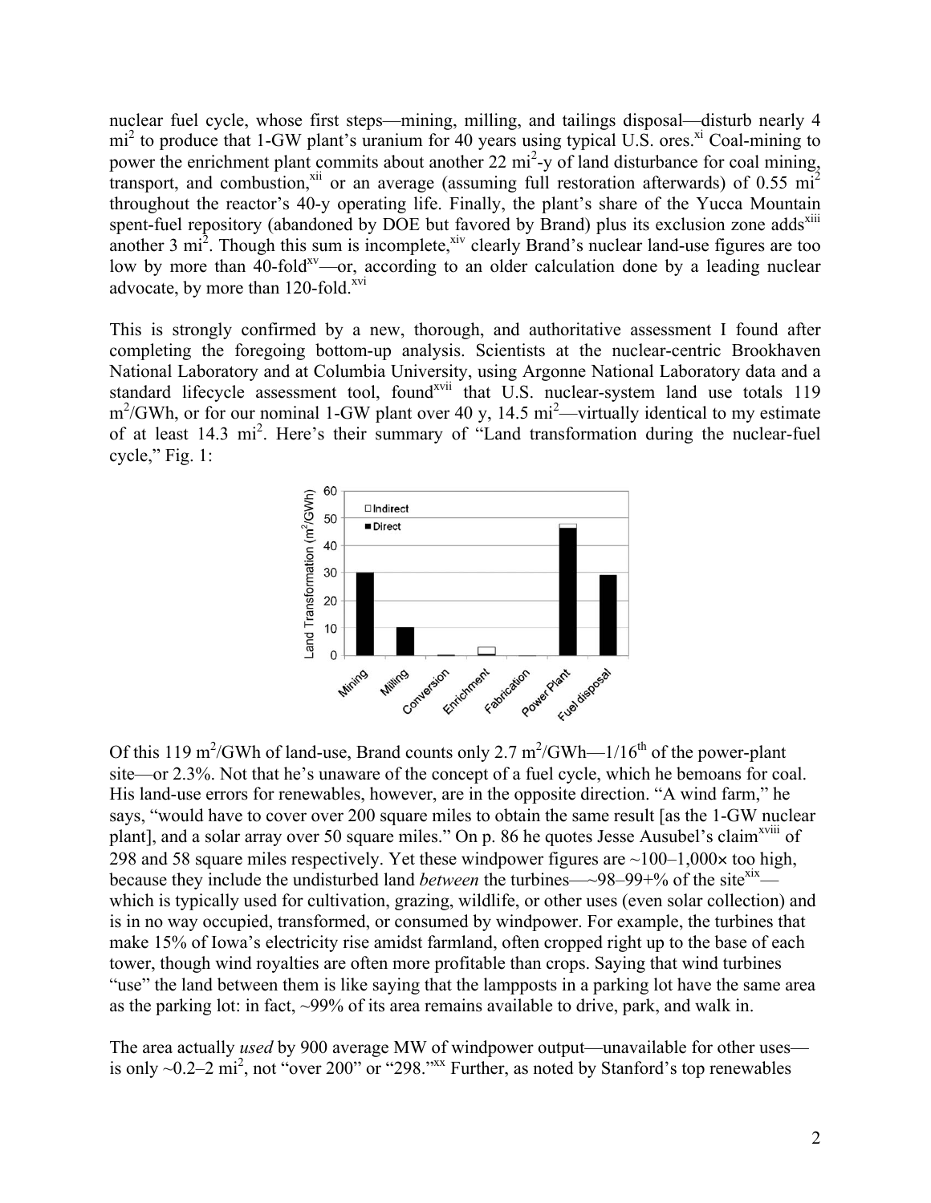nuclear fuel cycle, whose first steps—mining, milling, and tailings disposal—disturb nearly 4 $mi^2$ to produce that 1-GW plant's uranium for 40 years using typical U.S. ores.[xi] Coal-mining to power the enrichment plant commits about another 22 $mi^2$-y of land disturbance for coal mining, transport, and combustion,[xii] or an average (assuming full restoration afterwards) of 0.55 $mi^2$ throughout the reactor's 40-y operating life. Finally, the plant's share of the Yucca Mountain spent-fuel repository (abandoned by DOE but favored by Brand) plus its exclusion zone adds[xiii] another 3 $mi^2$. Though this sum is incomplete,[xiv] clearly Brand's nuclear land-use figures are too low by more than 40-fold[xv]—or, according to an older calculation done by a leading nuclear advocate, by more than 120-fold.[xvi]

This is strongly confirmed by a new, thorough, and authoritative assessment I found after completing the foregoing bottom-up analysis. Scientists at the nuclear-centric Brookhaven National Laboratory and at Columbia University, using Argonne National Laboratory data and a standard lifecycle assessment tool, found[xvii] that U.S. nuclear-system land use totals 119 $m^2$/GWh, or for our nominal 1-GW plant over 40 y, 14.5 $mi^2$—virtually identical to my estimate of at least 14.3 $mi^2$. Here's their summary of "Land transformation during the nuclear-fuel cycle," Fig. 1:

Of this 119 $m^2$/GWh of land-use, Brand counts only 2.7 $m^2$/GWh—1/16th of the power-plant site—or 2.3%. Not that he's unaware of the concept of a fuel cycle, which he bemoans for coal. His land-use errors for renewables, however, are in the opposite direction. "A wind farm," he says, "would have to cover over 200 square miles to obtain the same result [as the 1-GW nuclear plant], and a solar array over 50 square miles." On p. 86 he quotes Jesse Ausubel's claim[xviii] of 298 and 58 square miles respectively. Yet these windpower figures are ~100–1,000× too high, because they include the undisturbed land *between* the turbines—~98–99+% of the site[xix]—which is typically used for cultivation, grazing, wildlife, or other uses (even solar collection) and is in no way occupied, transformed, or consumed by windpower. For example, the turbines that make 15% of Iowa's electricity rise amidst farmland, often cropped right up to the base of each tower, though wind royalties are often more profitable than crops. Saying that wind turbines "use" the land between them is like saying that the lampposts in a parking lot have the same area as the parking lot: in fact, ~99% of its area remains available to drive, park, and walk in.

The area actually *used* by 900 average MW of windpower output—unavailable for other uses—is only ~0.2–2 $mi^2$, not "over 200" or "298."[xx] Further, as noted by Stanford's top renewables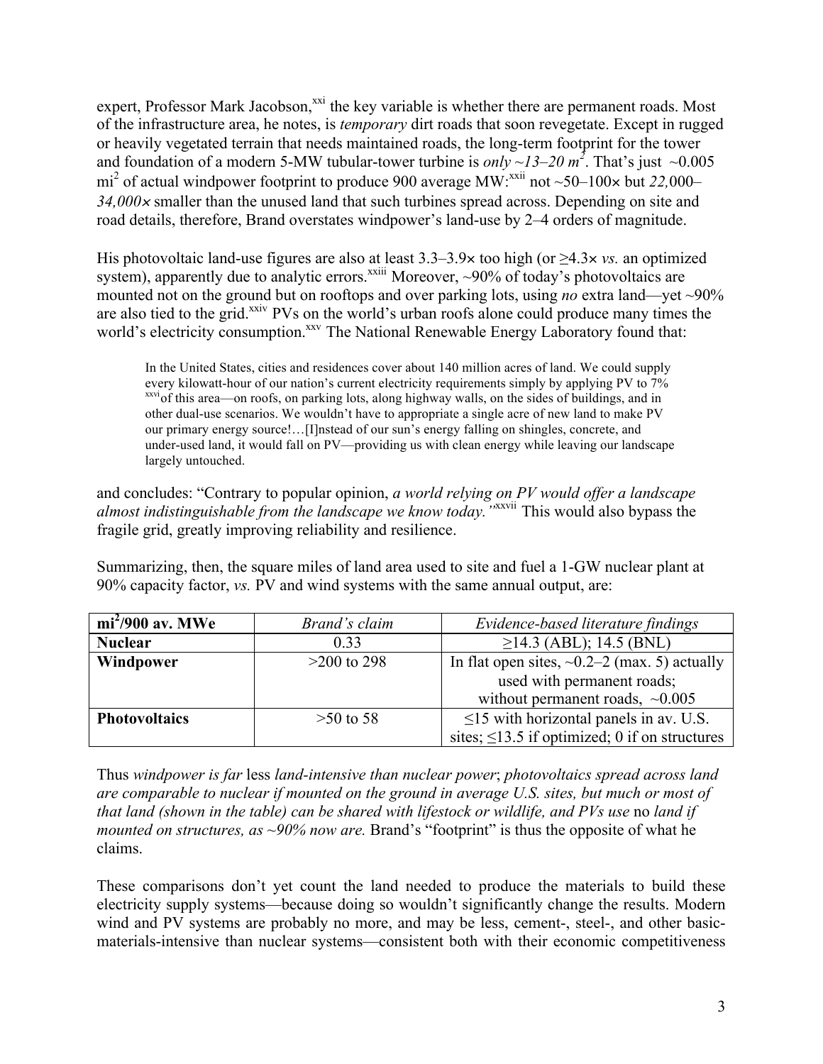expert, Professor Mark Jacobson,[xxi] the key variable is whether there are permanent roads. Most of the infrastructure area, he notes, is *temporary* dirt roads that soon revegetate. Except in rugged or heavily vegetated terrain that needs maintained roads, the long-term footprint for the tower and foundation of a modern 5-MW tubular-tower turbine is *only ~13–20 m$^2$*. That's just ~0.005 mi$^2$ of actual windpower footprint to produce 900 average MW:[xxii] not ~50–100× but *22,000–34,000×* smaller than the unused land that such turbines spread across. Depending on site and road details, therefore, Brand overstates windpower's land-use by 2–4 orders of magnitude.

His photovoltaic land-use figures are also at least 3.3–3.9× too high (or ≥4.3× *vs.* an optimized system), apparently due to analytic errors.[xxiii] Moreover, ~90% of today's photovoltaics are mounted not on the ground but on rooftops and over parking lots, using *no* extra land—yet ~90% are also tied to the grid.[xxiv] PVs on the world's urban roofs alone could produce many times the world's electricity consumption.[xxv] The National Renewable Energy Laboratory found that:

> In the United States, cities and residences cover about 140 million acres of land. We could supply every kilowatt-hour of our nation's current electricity requirements simply by applying PV to 7% [xxvi] of this area—on roofs, on parking lots, along highway walls, on the sides of buildings, and in other dual-use scenarios. We wouldn't have to appropriate a single acre of new land to make PV our primary energy source!…[I]nstead of our sun's energy falling on shingles, concrete, and under-used land, it would fall on PV—providing us with clean energy while leaving our landscape largely untouched.

and concludes: "Contrary to popular opinion, *a world relying on PV would offer a landscape almost indistinguishable from the landscape we know today.*"[xxvii] This would also bypass the fragile grid, greatly improving reliability and resilience.

Summarizing, then, the square miles of land area used to site and fuel a 1-GW nuclear plant at 90% capacity factor, *vs.* PV and wind systems with the same annual output, are:

| **mi$^2$/900 av. MWe** | *Brand's claim* | *Evidence-based literature findings* |
|---|---|---|
| **Nuclear** | 0.33 | ≥14.3 (ABL); 14.5 (BNL) |
| **Windpower** | >200 to 298 | In flat open sites, ~0.2–2 (max. 5) actually used with permanent roads; without permanent roads, ~0.005 |
| **Photovoltaics** | >50 to 58 | ≤15 with horizontal panels in av. U.S. sites; ≤13.5 if optimized; 0 if on structures |

Thus *windpower is far* less *land-intensive than nuclear power*; *photovoltaics spread across land are comparable to nuclear if mounted on the ground in average U.S. sites, but much or most of that land (shown in the table) can be shared with lifestock or wildlife, and PVs use* no *land if mounted on structures, as ~90% now are.* Brand's "footprint" is thus the opposite of what he claims.

These comparisons don't yet count the land needed to produce the materials to build these electricity supply systems—because doing so wouldn't significantly change the results. Modern wind and PV systems are probably no more, and may be less, cement-, steel-, and other basic-materials-intensive than nuclear systems—consistent both with their economic competitiveness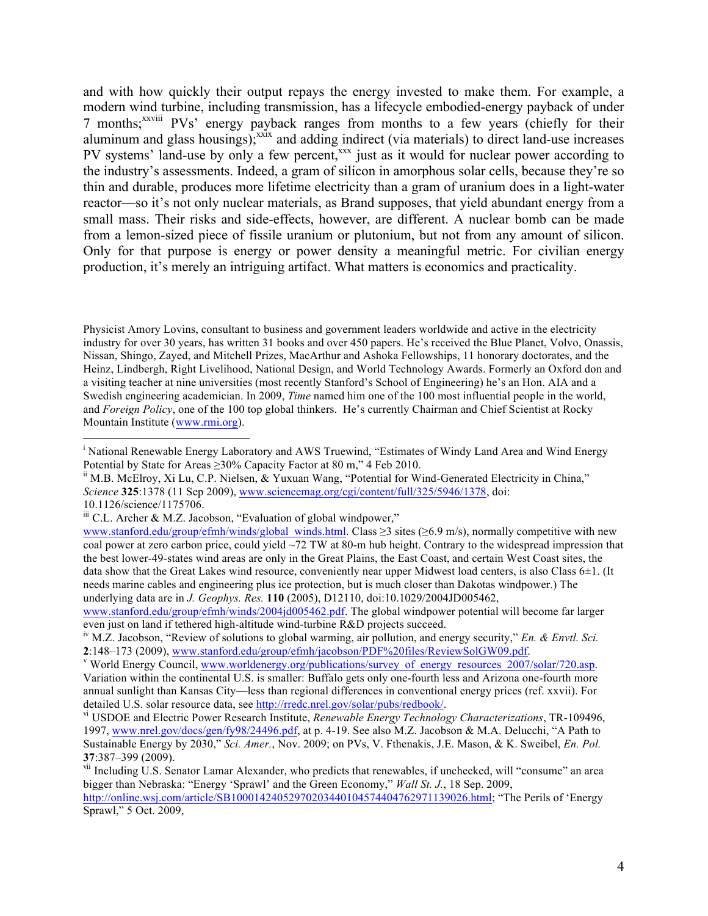and with how quickly their output repays the energy invested to make them. For example, a modern wind turbine, including transmission, has a lifecycle embodied-energy payback of under 7 months;[xxviii] PVs' energy payback ranges from months to a few years (chiefly for their aluminum and glass housings);[xxix] and adding indirect (via materials) to direct land-use increases PV systems' land-use by only a few percent,[xxx] just as it would for nuclear power according to the industry's assessments. Indeed, a gram of silicon in amorphous solar cells, because they're so thin and durable, produces more lifetime electricity than a gram of uranium does in a light-water reactor—so it's not only nuclear materials, as Brand supposes, that yield abundant energy from a small mass. Their risks and side-effects, however, are different. A nuclear bomb can be made from a lemon-sized piece of fissile uranium or plutonium, but not from any amount of silicon. Only for that purpose is energy or power density a meaningful metric. For civilian energy production, it's merely an intriguing artifact. What matters is economics and practicality.

Physicist Amory Lovins, consultant to business and government leaders worldwide and active in the electricity industry for over 30 years, has written 31 books and over 450 papers. He's received the Blue Planet, Volvo, Onassis, Nissan, Shingo, Zayed, and Mitchell Prizes, MacArthur and Ashoka Fellowships, 11 honorary doctorates, and the Heinz, Lindbergh, Right Livelihood, National Design, and World Technology Awards. Formerly an Oxford don and a visiting teacher at nine universities (most recently Stanford's School of Engineering) he's an Hon. AIA and a Swedish engineering academician. In 2009, *Time* named him one of the 100 most influential people in the world, and *Foreign Policy*, one of the 100 top global thinkers. He's currently Chairman and Chief Scientist at Rocky Mountain Institute (www.rmi.org).

---

[i] National Renewable Energy Laboratory and AWS Truewind, "Estimates of Windy Land Area and Wind Energy Potential by State for Areas ≥30% Capacity Factor at 80 m," 4 Feb 2010.

[ii] M.B. McElroy, Xi Lu, C.P. Nielsen, & Yuxuan Wang, "Potential for Wind-Generated Electricity in China," *Science* **325**:1378 (11 Sep 2009), www.sciencemag.org/cgi/content/full/325/5946/1378, doi: 10.1126/science/1175706.

[iii] C.L. Archer & M.Z. Jacobson, "Evaluation of global windpower," www.stanford.edu/group/efmh/winds/global_winds.html. Class ≥3 sites (≥6.9 m/s), normally competitive with new coal power at zero carbon price, could yield ~72 TW at 80-m hub height. Contrary to the widespread impression that the best lower-49-states wind areas are only in the Great Plains, the East Coast, and certain West Coast sites, the data show that the Great Lakes wind resource, conveniently near upper Midwest load centers, is also Class 6±1. (It needs marine cables and engineering plus ice protection, but is much closer than Dakotas windpower.) The underlying data are in *J. Geophys. Res.* **110** (2005), D12110, doi:10.1029/2004JD005462, www.stanford.edu/group/efmh/winds/2004jd005462.pdf. The global windpower potential will become far larger even just on land if tethered high-altitude wind-turbine R&D projects succeed.

[iv] M.Z. Jacobson, "Review of solutions to global warming, air pollution, and energy security," *En. & Envtl. Sci.* **2**:148–173 (2009), www.stanford.edu/group/efmh/jacobson/PDF%20files/ReviewSolGW09.pdf.

[v] World Energy Council, www.worldenergy.org/publications/survey_of_energy_resources_2007/solar/720.asp. Variation within the continental U.S. is smaller: Buffalo gets only one-fourth less and Arizona one-fourth more annual sunlight than Kansas City—less than regional differences in conventional energy prices (ref. xxvii). For detailed U.S. solar resource data, see http://rredc.nrel.gov/solar/pubs/redbook/.

[vi] USDOE and Electric Power Research Institute, *Renewable Energy Technology Characterizations*, TR-109496, 1997, www.nrel.gov/docs/gen/fy98/24496.pdf, at p. 4-19. See also M.Z. Jacobson & M.A. Delucchi, "A Path to Sustainable Energy by 2030," *Sci. Amer.*, Nov. 2009; on PVs, V. Fthenakis, J.E. Mason, & K. Sweibel, *En. Pol.* **37**:387–399 (2009).

[vii] Including U.S. Senator Lamar Alexander, who predicts that renewables, if unchecked, will "consume" an area bigger than Nebraska: "Energy 'Sprawl' and the Green Economy," *Wall St. J.*, 18 Sep. 2009, http://online.wsj.com/article/SB10001424052970203440104574404762971139026.html; "The Perils of 'Energy Sprawl," 5 Oct. 2009,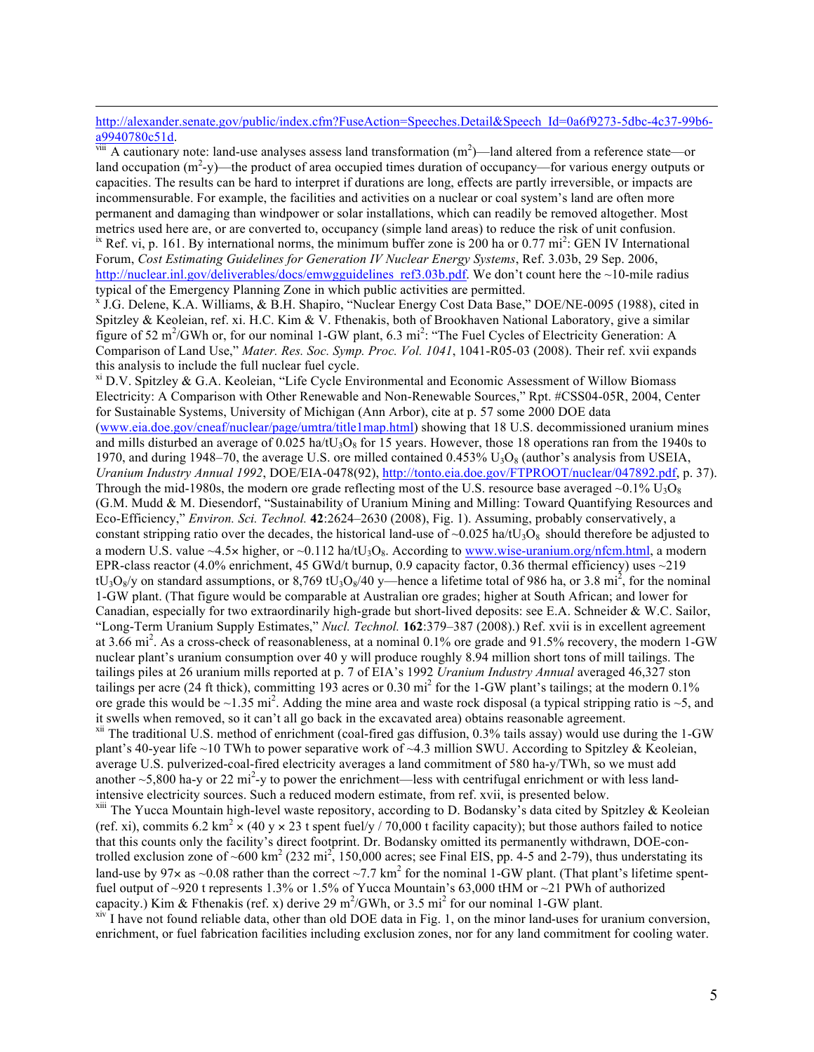http://alexander.senate.gov/public/index.cfm?FuseAction=Speeches.Detail&Speech_Id=0a6f9273-5dbc-4c37-99b6-a9940780c51d.

[viii] A cautionary note: land-use analyses assess land transformation ($m^2$)—land altered from a reference state—or land occupation ($m^2$-y)—the product of area occupied times duration of occupancy—for various energy outputs or capacities. The results can be hard to interpret if durations are long, effects are partly irreversible, or impacts are incommensurable. For example, the facilities and activities on a nuclear or coal system's land are often more permanent and damaging than windpower or solar installations, which can readily be removed altogether. Most metrics used here are, or are converted to, occupancy (simple land areas) to reduce the risk of unit confusion.

[ix] Ref. vi, p. 161. By international norms, the minimum buffer zone is 200 ha or 0.77 $mi^2$: GEN IV International Forum, *Cost Estimating Guidelines for Generation IV Nuclear Energy Systems*, Ref. 3.03b, 29 Sep. 2006, http://nuclear.inl.gov/deliverables/docs/emwgguidelines_ref3.03b.pdf. We don't count here the ~10-mile radius typical of the Emergency Planning Zone in which public activities are permitted.

[x] J.G. Delene, K.A. Williams, & B.H. Shapiro, "Nuclear Energy Cost Data Base," DOE/NE-0095 (1988), cited in Spitzley & Keoleian, ref. xi. H.C. Kim & V. Fthenakis, both of Brookhaven National Laboratory, give a similar figure of 52 $m^2$/GWh or, for our nominal 1-GW plant, 6.3 $mi^2$: "The Fuel Cycles of Electricity Generation: A Comparison of Land Use," *Mater. Res. Soc. Symp. Proc. Vol. 1041*, 1041-R05-03 (2008). Their ref. xvii expands this analysis to include the full nuclear fuel cycle.

[xi] D.V. Spitzley & G.A. Keoleian, "Life Cycle Environmental and Economic Assessment of Willow Biomass Electricity: A Comparison with Other Renewable and Non-Renewable Sources," Rpt. #CSS04-05R, 2004, Center for Sustainable Systems, University of Michigan (Ann Arbor), cite at p. 57 some 2000 DOE data (www.eia.doe.gov/cneaf/nuclear/page/umtra/title1map.html) showing that 18 U.S. decommissioned uranium mines and mills disturbed an average of 0.025 ha/t$U_3O_8$ for 15 years. However, those 18 operations ran from the 1940s to 1970, and during 1948–70, the average U.S. ore milled contained 0.453% $U_3O_8$ (author's analysis from USEIA, *Uranium Industry Annual 1992*, DOE/EIA-0478(92), http://tonto.eia.doe.gov/FTPROOT/nuclear/047892.pdf, p. 37). Through the mid-1980s, the modern ore grade reflecting most of the U.S. resource base averaged ~0.1% $U_3O_8$ (G.M. Mudd & M. Diesendorf, "Sustainability of Uranium Mining and Milling: Toward Quantifying Resources and Eco-Efficiency," *Environ. Sci. Technol.* **42**:2624–2630 (2008), Fig. 1). Assuming, probably conservatively, a constant stripping ratio over the decades, the historical land-use of ~0.025 ha/t$U_3O_8$ should therefore be adjusted to a modern U.S. value ~4.5× higher, or ~0.112 ha/t$U_3O_8$. According to www.wise-uranium.org/nfcm.html, a modern EPR-class reactor (4.0% enrichment, 45 GWd/t burnup, 0.9 capacity factor, 0.36 thermal efficiency) uses ~219 t$U_3O_8$/y on standard assumptions, or 8,769 t$U_3O_8$/40 y—hence a lifetime total of 986 ha, or 3.8 $mi^2$, for the nominal 1-GW plant. (That figure would be comparable at Australian ore grades; higher at South African; and lower for Canadian, especially for two extraordinarily high-grade but short-lived deposits: see E.A. Schneider & W.C. Sailor, "Long-Term Uranium Supply Estimates," *Nucl. Technol.* **162**:379–387 (2008).) Ref. xvii is in excellent agreement at 3.66 $mi^2$. As a cross-check of reasonableness, at a nominal 0.1% ore grade and 91.5% recovery, the modern 1-GW nuclear plant's uranium consumption over 40 y will produce roughly 8.94 million short tons of mill tailings. The tailings piles at 26 uranium mills reported at p. 7 of EIA's 1992 *Uranium Industry Annual* averaged 46,327 ston tailings per acre (24 ft thick), committing 193 acres or 0.30 $mi^2$ for the 1-GW plant's tailings; at the modern 0.1% ore grade this would be ~1.35 $mi^2$. Adding the mine area and waste rock disposal (a typical stripping ratio is ~5, and it swells when removed, so it can't all go back in the excavated area) obtains reasonable agreement.

[xii] The traditional U.S. method of enrichment (coal-fired gas diffusion, 0.3% tails assay) would use during the 1-GW plant's 40-year life ~10 TWh to power separative work of ~4.3 million SWU. According to Spitzley & Keoleian, average U.S. pulverized-coal-fired electricity averages a land commitment of 580 ha-y/TWh, so we must add another ~5,800 ha-y or 22 $mi^2$-y to power the enrichment—less with centrifugal enrichment or with less land-intensive electricity sources. Such a reduced modern estimate, from ref. xvii, is presented below.

[xiii] The Yucca Mountain high-level waste repository, according to D. Bodansky's data cited by Spitzley & Keoleian (ref. xi), commits 6.2 $km^2$ × (40 y × 23 t spent fuel/y / 70,000 t facility capacity); but those authors failed to notice that this counts only the facility's direct footprint. Dr. Bodansky omitted its permanently withdrawn, DOE-controlled exclusion zone of ~600 $km^2$ (232 $mi^2$, 150,000 acres; see Final EIS, pp. 4-5 and 2-79), thus understating its land-use by 97× as ~0.08 rather than the correct ~7.7 $km^2$ for the nominal 1-GW plant. (That plant's lifetime spent-fuel output of ~920 t represents 1.3% or 1.5% of Yucca Mountain's 63,000 tHM or ~21 PWh of authorized capacity.) Kim & Fthenakis (ref. x) derive 29 $m^2$/GWh, or 3.5 $mi^2$ for our nominal 1-GW plant.

[xiv] I have not found reliable data, other than old DOE data in Fig. 1, on the minor land-uses for uranium conversion, enrichment, or fuel fabrication facilities including exclusion zones, nor for any land commitment for cooling water.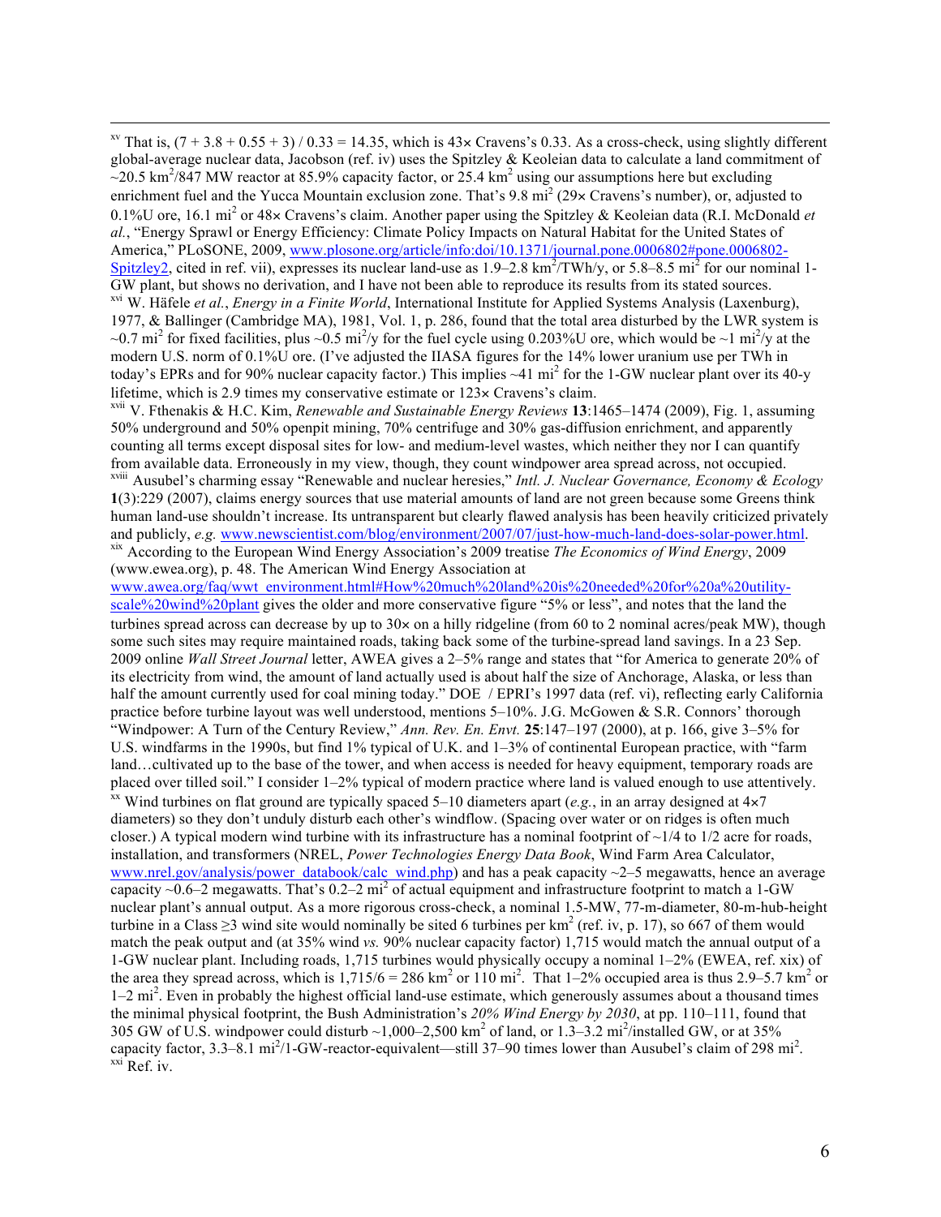[xv] That is, (7 + 3.8 + 0.55 + 3) / 0.33 = 14.35, which is 43× Cravens's 0.33. As a cross-check, using slightly different global-average nuclear data, Jacobson (ref. iv) uses the Spitzley & Keoleian data to calculate a land commitment of ~20.5 $km^2$/847 MW reactor at 85.9% capacity factor, or 25.4 $km^2$ using our assumptions here but excluding enrichment fuel and the Yucca Mountain exclusion zone. That's 9.8 $mi^2$ (29× Cravens's number), or, adjusted to 0.1%U ore, 16.1 $mi^2$ or 48× Cravens's claim. Another paper using the Spitzley & Keoleian data (R.I. McDonald *et al.*, "Energy Sprawl or Energy Efficiency: Climate Policy Impacts on Natural Habitat for the United States of America," PLoSONE, 2009, www.plosone.org/article/info:doi/10.1371/journal.pone.0006802#pone.0006802-Spitzley2, cited in ref. vii), expresses its nuclear land-use as 1.9–2.8 $km^2$/TWh/y, or 5.8–8.5 $mi^2$ for our nominal 1-GW plant, but shows no derivation, and I have not been able to reproduce its results from its stated sources.

[xvi] W. Häfele *et al.*, *Energy in a Finite World*, International Institute for Applied Systems Analysis (Laxenburg), 1977, & Ballinger (Cambridge MA), 1981, Vol. 1, p. 286, found that the total area disturbed by the LWR system is ~0.7 $mi^2$ for fixed facilities, plus ~0.5 $mi^2$/y for the fuel cycle using 0.203%U ore, which would be ~1 $mi^2$/y at the modern U.S. norm of 0.1%U ore. (I've adjusted the IIASA figures for the 14% lower uranium use per TWh in today's EPRs and for 90% nuclear capacity factor.) This implies ~41 $mi^2$ for the 1-GW nuclear plant over its 40-y lifetime, which is 2.9 times my conservative estimate or 123× Cravens's claim.

[xvii] V. Fthenakis & H.C. Kim, *Renewable and Sustainable Energy Reviews* **13**:1465–1474 (2009), Fig. 1, assuming 50% underground and 50% openpit mining, 70% centrifuge and 30% gas-diffusion enrichment, and apparently counting all terms except disposal sites for low- and medium-level wastes, which neither they nor I can quantify from available data. Erroneously in my view, though, they count windpower area spread across, not occupied.

[xviii] Ausubel's charming essay "Renewable and nuclear heresies," *Intl. J. Nuclear Governance, Economy & Ecology* **1**(3):229 (2007), claims energy sources that use material amounts of land are not green because some Greens think human land-use shouldn't increase. Its untransparent but clearly flawed analysis has been heavily criticized privately and publicly, *e.g.* www.newscientist.com/blog/environment/2007/07/just-how-much-land-does-solar-power.html.

[xix] According to the European Wind Energy Association's 2009 treatise *The Economics of Wind Energy*, 2009 (www.ewea.org), p. 48. The American Wind Energy Association at www.awea.org/faq/wwt_environment.html#How%20much%20land%20is%20needed%20for%20a%20utility-scale%20wind%20plant gives the older and more conservative figure "5% or less", and notes that the land the turbines spread across can decrease by up to 30× on a hilly ridgeline (from 60 to 2 nominal acres/peak MW), though some such sites may require maintained roads, taking back some of the turbine-spread land savings. In a 23 Sep. 2009 online *Wall Street Journal* letter, AWEA gives a 2–5% range and states that "for America to generate 20% of its electricity from wind, the amount of land actually used is about half the size of Anchorage, Alaska, or less than half the amount currently used for coal mining today." DOE / EPRI's 1997 data (ref. vi), reflecting early California practice before turbine layout was well understood, mentions 5–10%. J.G. McGowen & S.R. Connors' thorough "Windpower: A Turn of the Century Review," *Ann. Rev. En. Envt.* **25**:147–197 (2000), at p. 166, give 3–5% for U.S. windfarms in the 1990s, but find 1% typical of U.K. and 1–3% of continental European practice, with "farm land…cultivated up to the base of the tower, and when access is needed for heavy equipment, temporary roads are placed over tilled soil." I consider 1–2% typical of modern practice where land is valued enough to use attentively.

[xx] Wind turbines on flat ground are typically spaced 5–10 diameters apart (*e.g.*, in an array designed at 4×7 diameters) so they don't unduly disturb each other's windflow. (Spacing over water or on ridges is often much closer.) A typical modern wind turbine with its infrastructure has a nominal footprint of ~1/4 to 1/2 acre for roads, installation, and transformers (NREL, *Power Technologies Energy Data Book*, Wind Farm Area Calculator, www.nrel.gov/analysis/power_databook/calc_wind.php) and has a peak capacity ~2–5 megawatts, hence an average capacity ~0.6–2 megawatts. That's 0.2–2 $mi^2$ of actual equipment and infrastructure footprint to match a 1-GW nuclear plant's annual output. As a more rigorous cross-check, a nominal 1.5-MW, 77-m-diameter, 80-m-hub-height turbine in a Class ≥3 wind site would nominally be sited 6 turbines per $km^2$ (ref. iv, p. 17), so 667 of them would match the peak output and (at 35% wind *vs.* 90% nuclear capacity factor) 1,715 would match the annual output of a 1-GW nuclear plant. Including roads, 1,715 turbines would physically occupy a nominal 1–2% (EWEA, ref. xix) of the area they spread across, which is 1,715/6 = 286 $km^2$ or 110 $mi^2$. That 1–2% occupied area is thus 2.9–5.7 $km^2$ or 1–2 $mi^2$. Even in probably the highest official land-use estimate, which generously assumes about a thousand times the minimal physical footprint, the Bush Administration's *20% Wind Energy by 2030*, at pp. 110–111, found that 305 GW of U.S. windpower could disturb ~1,000–2,500 $km^2$ of land, or 1.3–3.2 $mi^2$/installed GW, or at 35% capacity factor, 3.3–8.1 $mi^2$/1-GW-reactor-equivalent—still 37–90 times lower than Ausubel's claim of 298 $mi^2$.

[xxi] Ref. iv.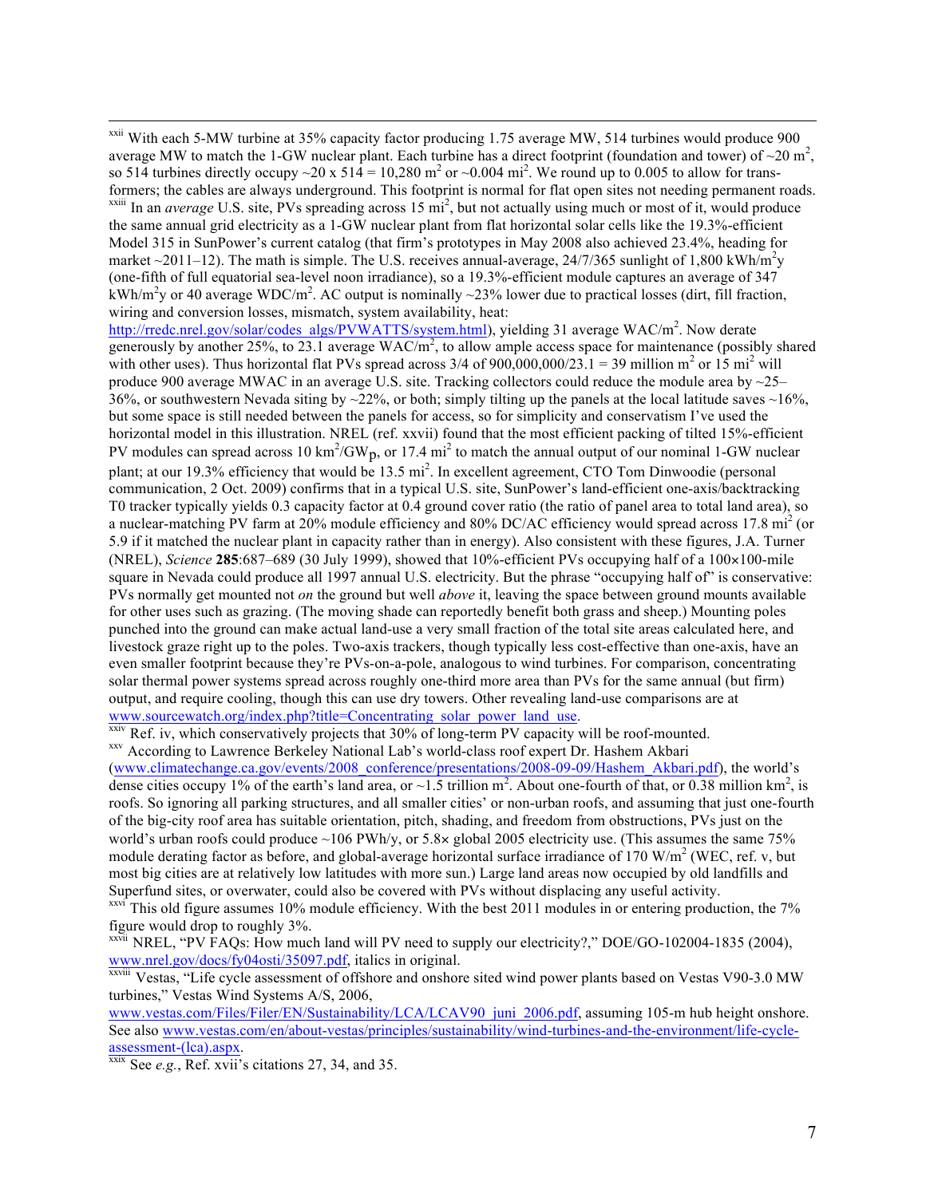[xxii] With each 5-MW turbine at 35% capacity factor producing 1.75 average MW, 514 turbines would produce 900 average MW to match the 1-GW nuclear plant. Each turbine has a direct footprint (foundation and tower) of ~20 $m^2$, so 514 turbines directly occupy ~20 x 514 = 10,280 $m^2$ or ~0.004 $mi^2$. We round up to 0.005 to allow for transformers; the cables are always underground. This footprint is normal for flat open sites not needing permanent roads.

[xxiii] In an *average* U.S. site, PVs spreading across 15 $mi^2$, but not actually using much or most of it, would produce the same annual grid electricity as a 1-GW nuclear plant from flat horizontal solar cells like the 19.3%-efficient Model 315 in SunPower's current catalog (that firm's prototypes in May 2008 also achieved 23.4%, heading for market ~2011–12). The math is simple. The U.S. receives annual-average, 24/7/365 sunlight of 1,800 $kWh/m^2y$ (one-fifth of full equatorial sea-level noon irradiance), so a 19.3%-efficient module captures an average of 347 $kWh/m^2y$ or 40 average $WDC/m^2$. AC output is nominally ~23% lower due to practical losses (dirt, fill fraction, wiring and conversion losses, mismatch, system availability, heat: http://rredc.nrel.gov/solar/codes_algs/PVWATTS/system.html), yielding 31 average $WAC/m^2$. Now derate generously by another 25%, to 23.1 average $WAC/m^2$, to allow ample access space for maintenance (possibly shared with other uses). Thus horizontal flat PVs spread across 3/4 of 900,000,000/23.1 = 39 million $m^2$ or 15 $mi^2$ will produce 900 average MWAC in an average U.S. site. Tracking collectors could reduce the module area by ~25–36%, or southwestern Nevada siting by ~22%, or both; simply tilting up the panels at the local latitude saves ~16%, but some space is still needed between the panels for access, so for simplicity and conservatism I've used the horizontal model in this illustration. NREL (ref. xxvii) found that the most efficient packing of tilted 15%-efficient PV modules can spread across 10 $km^2/GW_p$, or 17.4 $mi^2$ to match the annual output of our nominal 1-GW nuclear plant; at our 19.3% efficiency that would be 13.5 $mi^2$. In excellent agreement, CTO Tom Dinwoodie (personal communication, 2 Oct. 2009) confirms that in a typical U.S. site, SunPower's land-efficient one-axis/backtracking T0 tracker typically yields 0.3 capacity factor at 0.4 ground cover ratio (the ratio of panel area to total land area), so a nuclear-matching PV farm at 20% module efficiency and 80% DC/AC efficiency would spread across 17.8 $mi^2$ (or 5.9 if it matched the nuclear plant in capacity rather than in energy). Also consistent with these figures, J.A. Turner (NREL), *Science* **285**:687–689 (30 July 1999), showed that 10%-efficient PVs occupying half of a 100×100-mile square in Nevada could produce all 1997 annual U.S. electricity. But the phrase "occupying half of" is conservative: PVs normally get mounted not *on* the ground but well *above* it, leaving the space between ground mounts available for other uses such as grazing. (The moving shade can reportedly benefit both grass and sheep.) Mounting poles punched into the ground can make actual land-use a very small fraction of the total site areas calculated here, and livestock graze right up to the poles. Two-axis trackers, though typically less cost-effective than one-axis, have an even smaller footprint because they're PVs-on-a-pole, analogous to wind turbines. For comparison, concentrating solar thermal power systems spread across roughly one-third more area than PVs for the same annual (but firm) output, and require cooling, though this can use dry towers. Other revealing land-use comparisons are at www.sourcewatch.org/index.php?title=Concentrating_solar_power_land_use.

[xxiv] Ref. iv, which conservatively projects that 30% of long-term PV capacity will be roof-mounted.

[xxv] According to Lawrence Berkeley National Lab's world-class roof expert Dr. Hashem Akbari (www.climatechange.ca.gov/events/2008_conference/presentations/2008-09-09/Hashem_Akbari.pdf), the world's dense cities occupy 1% of the earth's land area, or ~1.5 trillion $m^2$. About one-fourth of that, or 0.38 million $km^2$, is roofs. So ignoring all parking structures, and all smaller cities' or non-urban roofs, and assuming that just one-fourth of the big-city roof area has suitable orientation, pitch, shading, and freedom from obstructions, PVs just on the world's urban roofs could produce ~106 PWh/y, or 5.8× global 2005 electricity use. (This assumes the same 75% module derating factor as before, and global-average horizontal surface irradiance of 170 $W/m^2$ (WEC, ref. v, but most big cities are at relatively low latitudes with more sun.) Large land areas now occupied by old landfills and Superfund sites, or overwater, could also be covered with PVs without displacing any useful activity.

[xxvi] This old figure assumes 10% module efficiency. With the best 2011 modules in or entering production, the 7% figure would drop to roughly 3%.

[xxvii] NREL, "PV FAQs: How much land will PV need to supply our electricity?," DOE/GO-102004-1835 (2004), www.nrel.gov/docs/fy04osti/35097.pdf, italics in original.

[xxviii] Vestas, "Life cycle assessment of offshore and onshore sited wind power plants based on Vestas V90-3.0 MW turbines," Vestas Wind Systems A/S, 2006, www.vestas.com/Files/Filer/EN/Sustainability/LCA/LCAV90_juni_2006.pdf, assuming 105-m hub height onshore. See also www.vestas.com/en/about-vestas/principles/sustainability/wind-turbines-and-the-environment/life-cycle-assessment-(lca).aspx.

[xxix] See *e.g.*, Ref. xvii's citations 27, 34, and 35.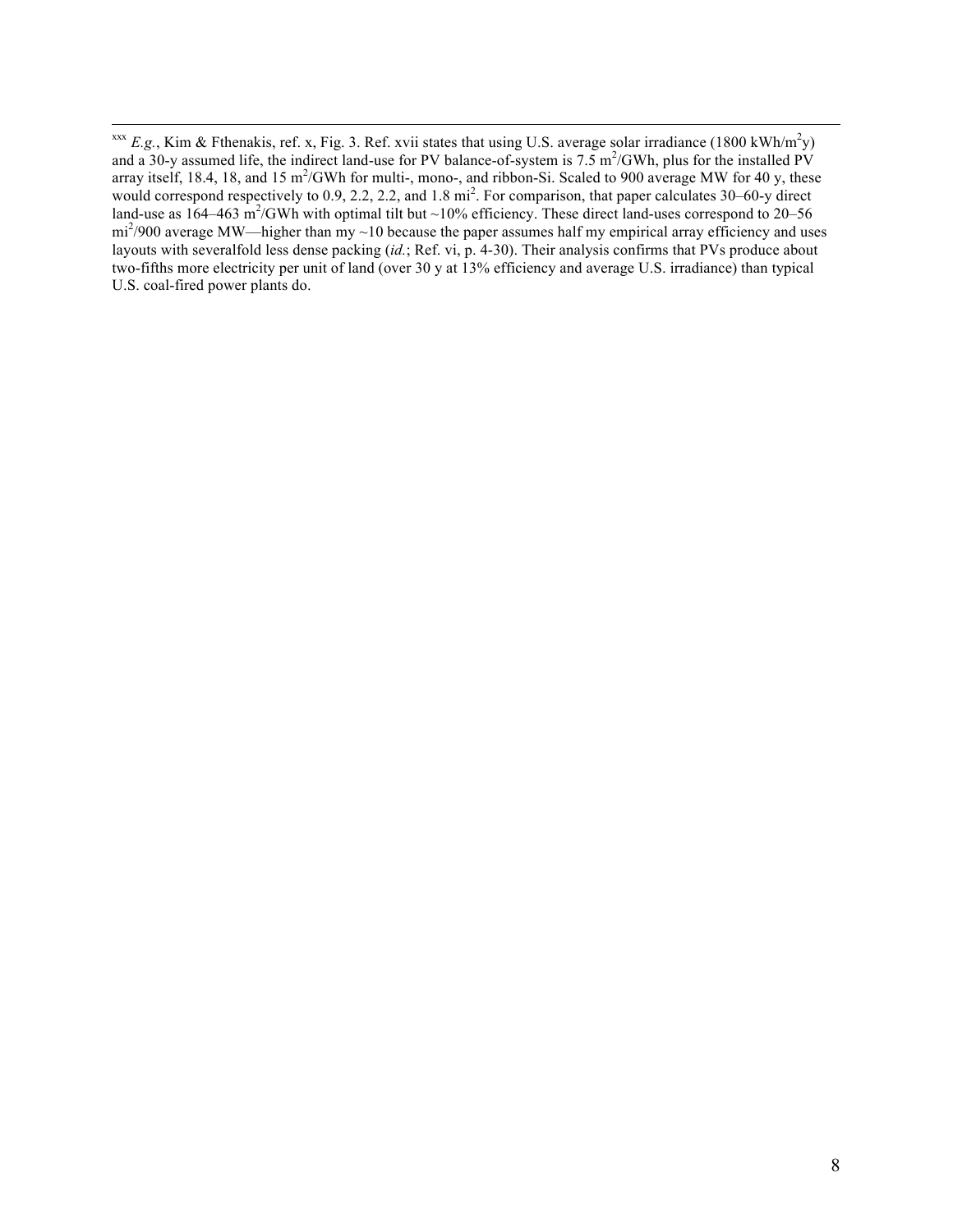[xxx] *E.g.*, Kim & Fthenakis, ref. x, Fig. 3. Ref. xvii states that using U.S. average solar irradiance (1800 kWh/$m^2$y) and a 30-y assumed life, the indirect land-use for PV balance-of-system is 7.5 $m^2$/GWh, plus for the installed PV array itself, 18.4, 18, and 15 $m^2$/GWh for multi-, mono-, and ribbon-Si. Scaled to 900 average MW for 40 y, these would correspond respectively to 0.9, 2.2, 2.2, and 1.8 $mi^2$. For comparison, that paper calculates 30–60-y direct land-use as 164–463 $m^2$/GWh with optimal tilt but ~10% efficiency. These direct land-uses correspond to 20–56 $mi^2$/900 average MW—higher than my ~10 because the paper assumes half my empirical array efficiency and uses layouts with severalfold less dense packing (*id.*; Ref. vi, p. 4-30). Their analysis confirms that PVs produce about two-fifths more electricity per unit of land (over 30 y at 13% efficiency and average U.S. irradiance) than typical U.S. coal-fired power plants do.